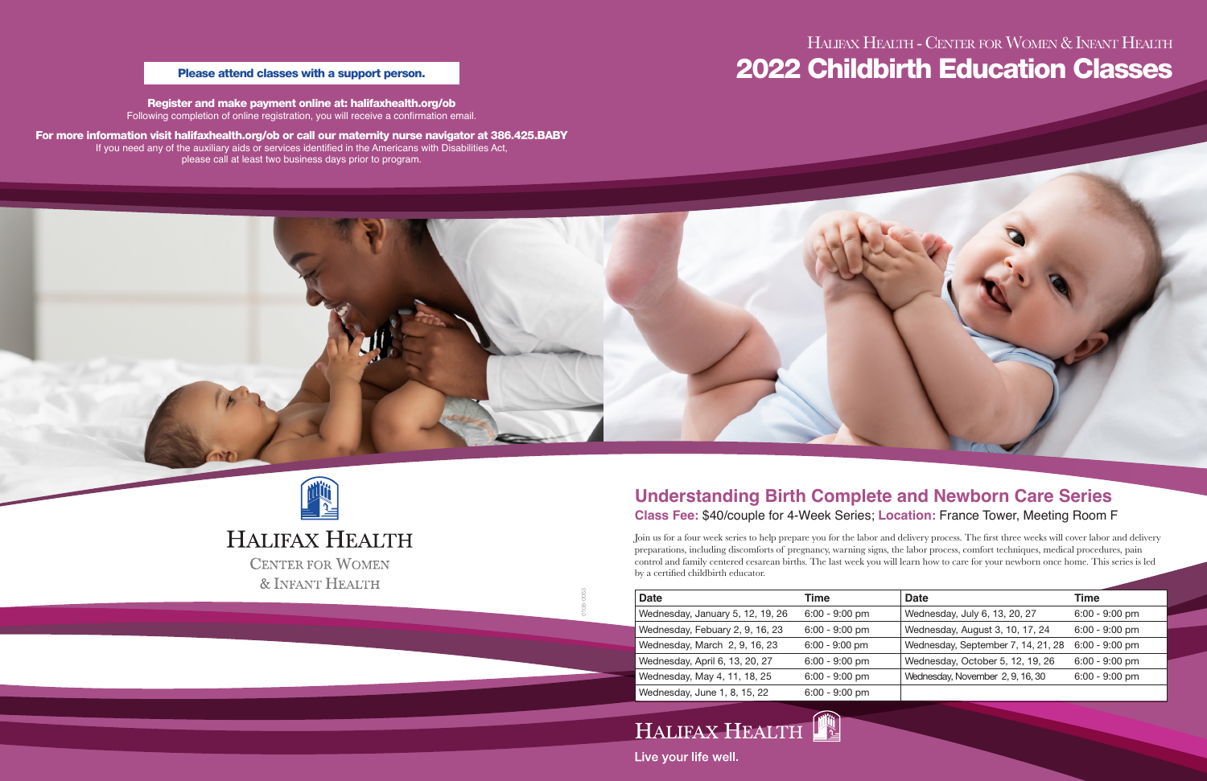**Please attend classes with a support person.**

**Register and make payment online at: halifaxhealth.org/ob**
Following completion of online registration, you will receive a confirmation email.

**For more information visit halifaxhealth.org/ob or call our maternity nurse navigator at 386.425.BABY**
If you need any of the auxiliary aids or services identified in the Americans with Disabilities Act, please call at least two business days prior to program.

HALIFAX HEALTH - CENTER FOR WOMEN & INFANT HEALTH

# 2022 Childbirth Education Classes

HALIFAX HEALTH
CENTER FOR WOMEN & INFANT HEALTH

## Understanding Birth Complete and Newborn Care Series

**Class Fee:** $40/couple for 4-Week Series; **Location:** France Tower, Meeting Room F

Join us for a four week series to help prepare you for the labor and delivery process. The first three weeks will cover labor and delivery preparations, including discomforts of pregnancy, warning signs, the labor process, comfort techniques, medical procedures, pain control and family centered cesarean births. The last week you will learn how to care for your newborn once home. This series is led by a certified childbirth educator.

| Date | Time | Date | Time |
|---|---|---|---|
| Wednesday, January 5, 12, 19, 26 | 6:00 - 9:00 pm | Wednesday, July 6, 13, 20, 27 | 6:00 - 9:00 pm |
| Wednesday, Febuary 2, 9, 16, 23 | 6:00 - 9:00 pm | Wednesday, August 3, 10, 17, 24 | 6:00 - 9:00 pm |
| Wednesday, March 2, 9, 16, 23 | 6:00 - 9:00 pm | Wednesday, September 7, 14, 21, 28 | 6:00 - 9:00 pm |
| Wednesday, April 6, 13, 20, 27 | 6:00 - 9:00 pm | Wednesday, October 5, 12, 19, 26 | 6:00 - 9:00 pm |
| Wednesday, May 4, 11, 18, 25 | 6:00 - 9:00 pm | Wednesday, November 2, 9, 16, 30 | 6:00 - 9:00 pm |
| Wednesday, June 1, 8, 15, 22 | 6:00 - 9:00 pm | | |

HALIFAX HEALTH

**Live your life well.**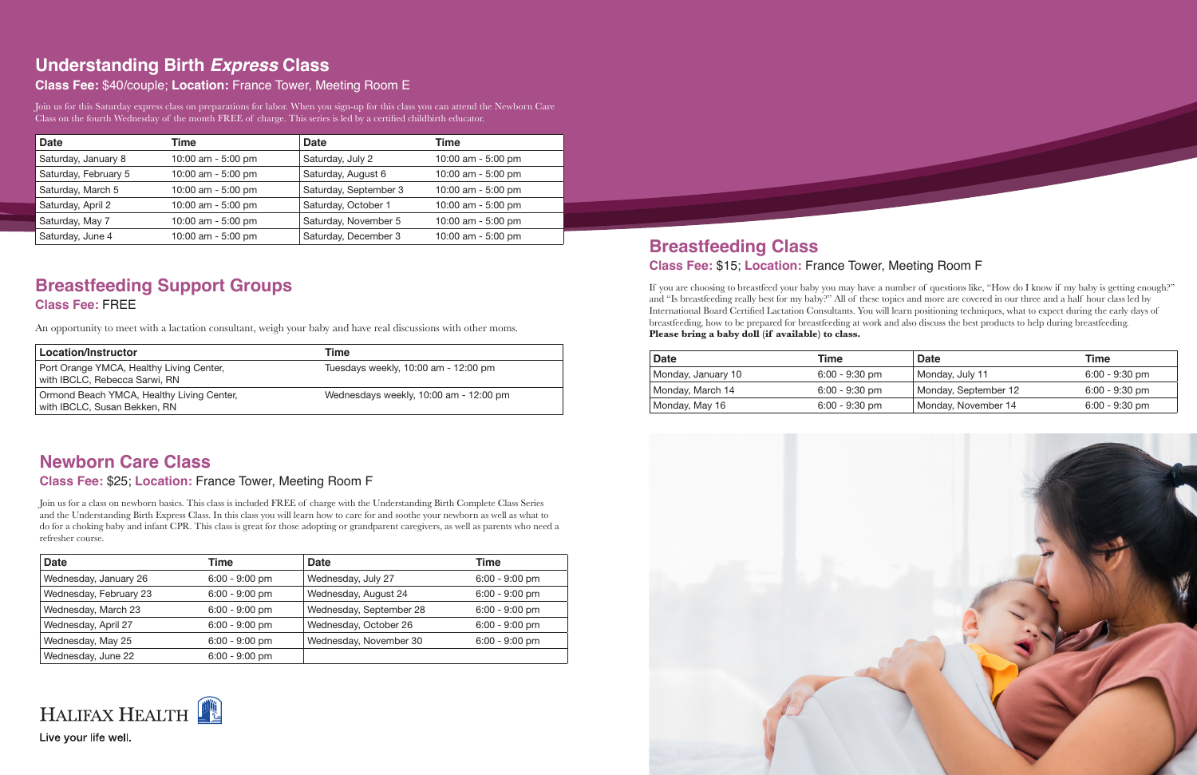## Understanding Birth *Express* Class

**Class Fee:** $40/couple; **Location:** France Tower, Meeting Room E

Join us for this Saturday express class on preparations for labor. When you sign-up for this class you can attend the Newborn Care Class on the fourth Wednesday of the month FREE of charge. This series is led by a certified childbirth educator.

| Date | Time | Date | Time |
|---|---|---|---|
| Saturday, January 8 | 10:00 am - 5:00 pm | Saturday, July 2 | 10:00 am - 5:00 pm |
| Saturday, February 5 | 10:00 am - 5:00 pm | Saturday, August 6 | 10:00 am - 5:00 pm |
| Saturday, March 5 | 10:00 am - 5:00 pm | Saturday, September 3 | 10:00 am - 5:00 pm |
| Saturday, April 2 | 10:00 am - 5:00 pm | Saturday, October 1 | 10:00 am - 5:00 pm |
| Saturday, May 7 | 10:00 am - 5:00 pm | Saturday, November 5 | 10:00 am - 5:00 pm |
| Saturday, June 4 | 10:00 am - 5:00 pm | Saturday, December 3 | 10:00 am - 5:00 pm |

## Breastfeeding Support Groups

**Class Fee:** FREE

An opportunity to meet with a lactation consultant, weigh your baby and have real discussions with other moms.

| Location/Instructor | Time |
|---|---|
| Port Orange YMCA, Healthy Living Center, with IBCLC, Rebecca Sarwi, RN | Tuesdays weekly, 10:00 am - 12:00 pm |
| Ormond Beach YMCA, Healthy Living Center, with IBCLC, Susan Bekken, RN | Wednesdays weekly, 10:00 am - 12:00 pm |

## Newborn Care Class

**Class Fee:** $25; **Location:** France Tower, Meeting Room F

Join us for a class on newborn basics. This class is included FREE of charge with the Understanding Birth Complete Class Series and the Understanding Birth Express Class. In this class you will learn how to care for and soothe your newborn as well as what to do for a choking baby and infant CPR. This class is great for those adopting or grandparent caregivers, as well as parents who need a refresher course.

| Date | Time | Date | Time |
|---|---|---|---|
| Wednesday, January 26 | 6:00 - 9:00 pm | Wednesday, July 27 | 6:00 - 9:00 pm |
| Wednesday, February 23 | 6:00 - 9:00 pm | Wednesday, August 24 | 6:00 - 9:00 pm |
| Wednesday, March 23 | 6:00 - 9:00 pm | Wednesday, September 28 | 6:00 - 9:00 pm |
| Wednesday, April 27 | 6:00 - 9:00 pm | Wednesday, October 26 | 6:00 - 9:00 pm |
| Wednesday, May 25 | 6:00 - 9:00 pm | Wednesday, November 30 | 6:00 - 9:00 pm |
| Wednesday, June 22 | 6:00 - 9:00 pm | | |

HALIFAX HEALTH

Live your life well.

## Breastfeeding Class

**Class Fee:** $15; **Location:** France Tower, Meeting Room F

If you are choosing to breastfeed your baby you may have a number of questions like, "How do I know if my baby is getting enough?" and "Is breastfeeding really best for my baby?" All of these topics and more are covered in our three and a half hour class led by International Board Certified Lactation Consultants. You will learn positioning techniques, what to expect during the early days of breastfeeding, how to be prepared for breastfeeding at work and also discuss the best products to help during breastfeeding.
**Please bring a baby doll (if available) to class.**

| Date | Time | Date | Time |
|---|---|---|---|
| Monday, January 10 | 6:00 - 9:30 pm | Monday, July 11 | 6:00 - 9:30 pm |
| Monday, March 14 | 6:00 - 9:30 pm | Monday, September 12 | 6:00 - 9:30 pm |
| Monday, May 16 | 6:00 - 9:30 pm | Monday, November 14 | 6:00 - 9:30 pm |